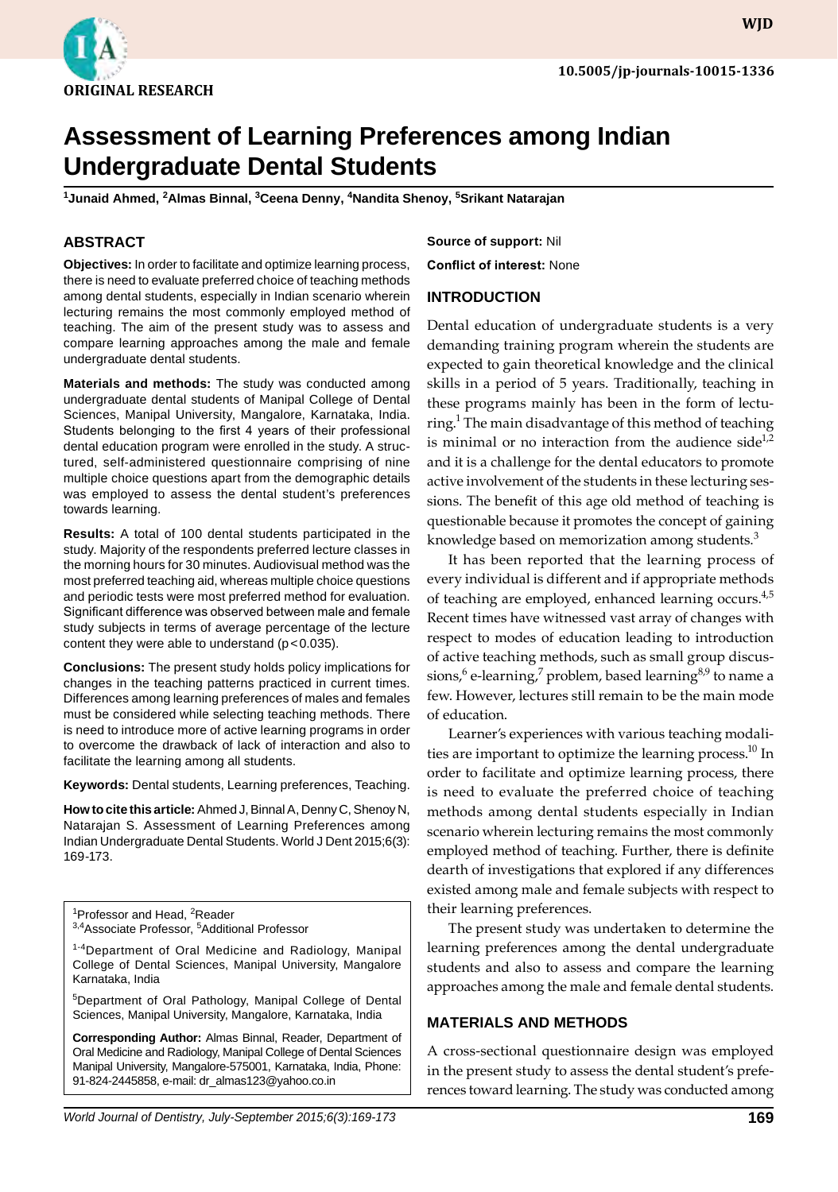ORIGINAL RESEARCH

# Assessment of Learning Preferences among Indian Undergraduate Dental Students

[1]Junaid Ahmed, [2]Almas Binnal, [3]Ceena Denny, [4]Nandita Shenoy, [5]Srikant Natarajan

## ABSTRACT

**Objectives:** In order to facilitate and optimize learning process, there is need to evaluate preferred choice of teaching methods among dental students, especially in Indian scenario wherein lecturing remains the most commonly employed method of teaching. The aim of the present study was to assess and compare learning approaches among the male and female undergraduate dental students.

**Materials and methods:** The study was conducted among undergraduate dental students of Manipal College of Dental Sciences, Manipal University, Mangalore, Karnataka, India. Students belonging to the first 4 years of their professional dental education program were enrolled in the study. A structured, self-administered questionnaire comprising of nine multiple choice questions apart from the demographic details was employed to assess the dental student's preferences towards learning.

**Results:** A total of 100 dental students participated in the study. Majority of the respondents preferred lecture classes in the morning hours for 30 minutes. Audiovisual method was the most preferred teaching aid, whereas multiple choice questions and periodic tests were most preferred method for evaluation. Significant difference was observed between male and female study subjects in terms of average percentage of the lecture content they were able to understand ($p<0.035$).

**Conclusions:** The present study holds policy implications for changes in the teaching patterns practiced in current times. Differences among learning preferences of males and females must be considered while selecting teaching methods. There is need to introduce more of active learning programs in order to overcome the drawback of lack of interaction and also to facilitate the learning among all students.

**Keywords:** Dental students, Learning preferences, Teaching.

**How to cite this article:** Ahmed J, Binnal A, Denny C, Shenoy N, Natarajan S. Assessment of Learning Preferences among Indian Undergraduate Dental Students. World J Dent 2015;6(3):169-173.

[1]Professor and Head, [2]Reader
[3,4]Associate Professor, [5]Additional Professor

[1-4]Department of Oral Medicine and Radiology, Manipal College of Dental Sciences, Manipal University, Mangalore Karnataka, India

[5]Department of Oral Pathology, Manipal College of Dental Sciences, Manipal University, Mangalore, Karnataka, India

**Corresponding Author:** Almas Binnal, Reader, Department of Oral Medicine and Radiology, Manipal College of Dental Sciences Manipal University, Mangalore-575001, Karnataka, India, Phone: 91-824-2445858, e-mail: dr_almas123@yahoo.co.in

**Source of support:** Nil

**Conflict of interest:** None

## INTRODUCTION

Dental education of undergraduate students is a very demanding training program wherein the students are expected to gain theoretical knowledge and the clinical skills in a period of 5 years. Traditionally, teaching in these programs mainly has been in the form of lecturing.[1] The main disadvantage of this method of teaching is minimal or no interaction from the audience side[1,2] and it is a challenge for the dental educators to promote active involvement of the students in these lecturing sessions. The benefit of this age old method of teaching is questionable because it promotes the concept of gaining knowledge based on memorization among students.[3]

It has been reported that the learning process of every individual is different and if appropriate methods of teaching are employed, enhanced learning occurs.[4,5] Recent times have witnessed vast array of changes with respect to modes of education leading to introduction of active teaching methods, such as small group discussions,[6] e-learning,[7] problem, based learning[8,9] to name a few. However, lectures still remain to be the main mode of education.

Learner's experiences with various teaching modalities are important to optimize the learning process.[10] In order to facilitate and optimize learning process, there is need to evaluate the preferred choice of teaching methods among dental students especially in Indian scenario wherein lecturing remains the most commonly employed method of teaching. Further, there is definite dearth of investigations that explored if any differences existed among male and female subjects with respect to their learning preferences.

The present study was undertaken to determine the learning preferences among the dental undergraduate students and also to assess and compare the learning approaches among the male and female dental students.

## MATERIALS AND METHODS

A cross-sectional questionnaire design was employed in the present study to assess the dental student's preferences toward learning. The study was conducted among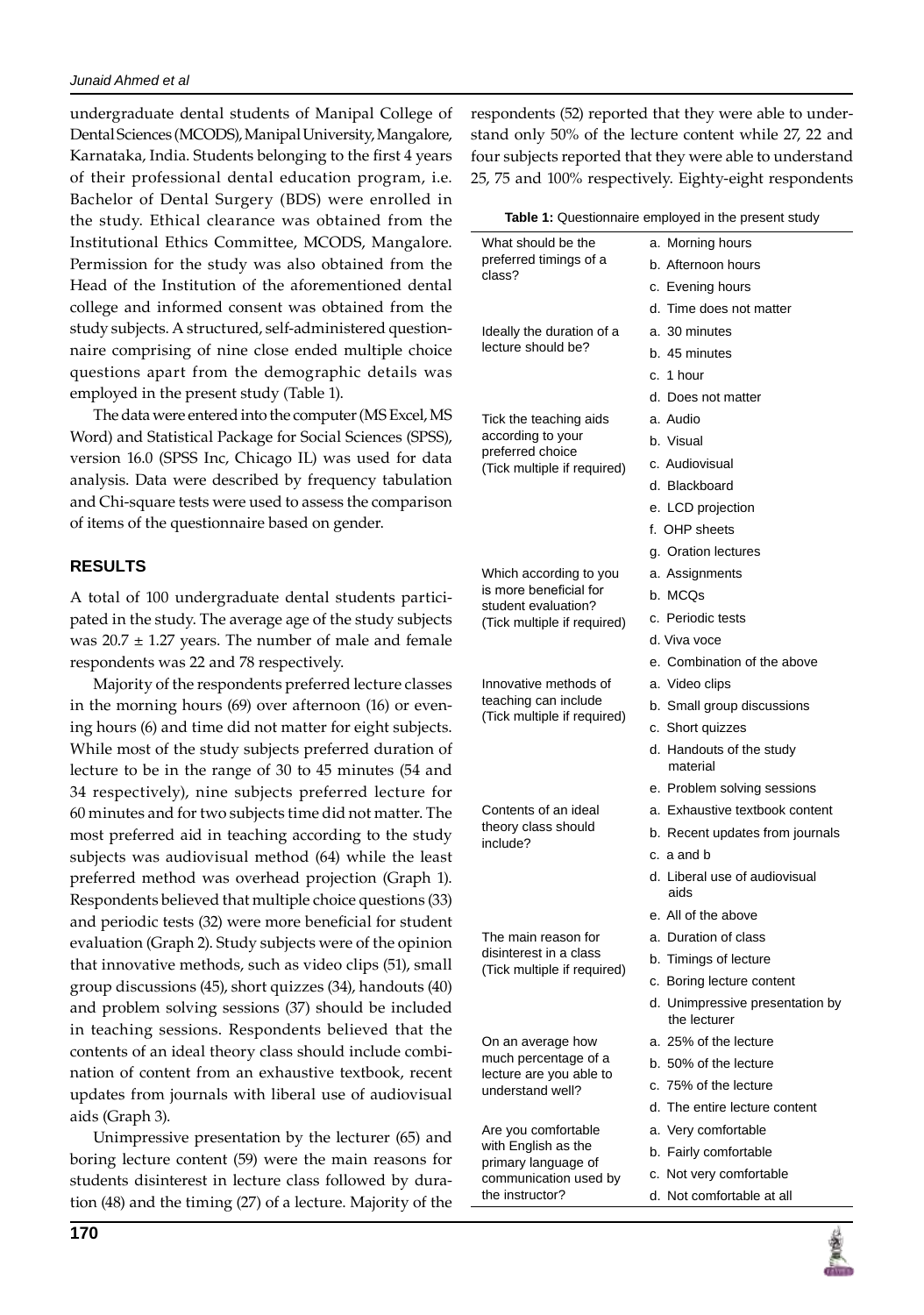undergraduate dental students of Manipal College of Dental Sciences (MCODS), Manipal University, Mangalore, Karnataka, India. Students belonging to the first 4 years of their professional dental education program, i.e. Bachelor of Dental Surgery (BDS) were enrolled in the study. Ethical clearance was obtained from the Institutional Ethics Committee, MCODS, Mangalore. Permission for the study was also obtained from the Head of the Institution of the aforementioned dental college and informed consent was obtained from the study subjects. A structured, self-administered questionnaire comprising of nine close ended multiple choice questions apart from the demographic details was employed in the present study (Table 1).

The data were entered into the computer (MS Excel, MS Word) and Statistical Package for Social Sciences (SPSS), version 16.0 (SPSS Inc, Chicago IL) was used for data analysis. Data were described by frequency tabulation and Chi-square tests were used to assess the comparison of items of the questionnaire based on gender.

## RESULTS

A total of 100 undergraduate dental students participated in the study. The average age of the study subjects was $20.7 \pm 1.27$ years. The number of male and female respondents was 22 and 78 respectively.

Majority of the respondents preferred lecture classes in the morning hours (69) over afternoon (16) or evening hours (6) and time did not matter for eight subjects. While most of the study subjects preferred duration of lecture to be in the range of 30 to 45 minutes (54 and 34 respectively), nine subjects preferred lecture for 60 minutes and for two subjects time did not matter. The most preferred aid in teaching according to the study subjects was audiovisual method (64) while the least preferred method was overhead projection (Graph 1). Respondents believed that multiple choice questions (33) and periodic tests (32) were more beneficial for student evaluation (Graph 2). Study subjects were of the opinion that innovative methods, such as video clips (51), small group discussions (45), short quizzes (34), handouts (40) and problem solving sessions (37) should be included in teaching sessions. Respondents believed that the contents of an ideal theory class should include combination of content from an exhaustive textbook, recent updates from journals with liberal use of audiovisual aids (Graph 3).

Unimpressive presentation by the lecturer (65) and boring lecture content (59) were the main reasons for students disinterest in lecture class followed by duration (48) and the timing (27) of a lecture. Majority of the respondents (52) reported that they were able to understand only 50% of the lecture content while 27, 22 and four subjects reported that they were able to understand 25, 75 and 100% respectively. Eighty-eight respondents

**Table 1:** Questionnaire employed in the present study

| Question | Options |
|---|---|
| What should be the preferred timings of a class? | a. Morning hours |
| | b. Afternoon hours |
| | c. Evening hours |
| | d. Time does not matter |
| Ideally the duration of a lecture should be? | a. 30 minutes |
| | b. 45 minutes |
| | c. 1 hour |
| | d. Does not matter |
| Tick the teaching aids according to your preferred choice (Tick multiple if required) | a. Audio |
| | b. Visual |
| | c. Audiovisual |
| | d. Blackboard |
| | e. LCD projection |
| | f. OHP sheets |
| | g. Oration lectures |
| Which according to you is more beneficial for student evaluation? (Tick multiple if required) | a. Assignments |
| | b. MCQs |
| | c. Periodic tests |
| | d. Viva voce |
| | e. Combination of the above |
| Innovative methods of teaching can include (Tick multiple if required) | a. Video clips |
| | b. Small group discussions |
| | c. Short quizzes |
| | d. Handouts of the study material |
| | e. Problem solving sessions |
| Contents of an ideal theory class should include? | a. Exhaustive textbook content |
| | b. Recent updates from journals |
| | c. a and b |
| | d. Liberal use of audiovisual aids |
| | e. All of the above |
| The main reason for disinterest in a class (Tick multiple if required) | a. Duration of class |
| | b. Timings of lecture |
| | c. Boring lecture content |
| | d. Unimpressive presentation by the lecturer |
| On an average how much percentage of a lecture are you able to understand well? | a. 25% of the lecture |
| | b. 50% of the lecture |
| | c. 75% of the lecture |
| | d. The entire lecture content |
| Are you comfortable with English as the primary language of communication used by the instructor? | a. Very comfortable |
| | b. Fairly comfortable |
| | c. Not very comfortable |
| | d. Not comfortable at all |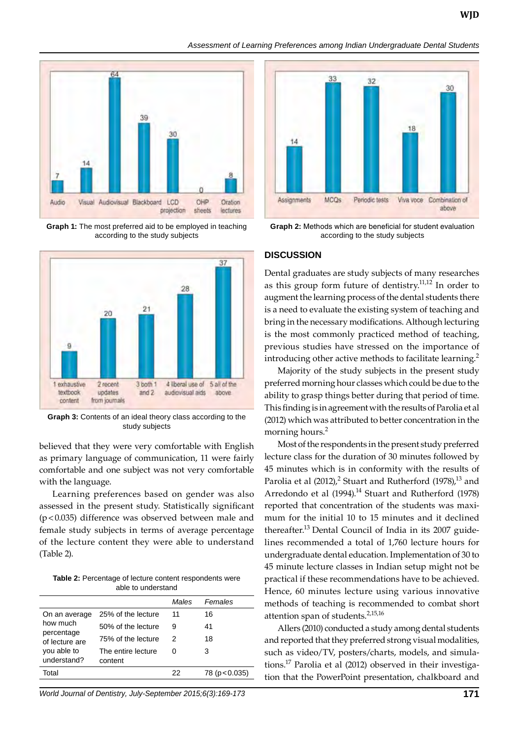Graph 1: The most preferred aid to be employed in teaching according to the study subjects

Graph 3: Contents of an ideal theory class according to the study subjects

believed that they were very comfortable with English as primary language of communication, 11 were fairly comfortable and one subject was not very comfortable with the language.

Learning preferences based on gender was also assessed in the present study. Statistically significant ($p < 0.035$) difference was observed between male and female study subjects in terms of average percentage of the lecture content they were able to understand (Table 2).

**Table 2:** Percentage of lecture content respondents were able to understand

| | | *Males* | *Females* |
|---|---|---|---|
| On an average how much percentage of lecture are you able to understand? | 25% of the lecture | 11 | 16 |
| | 50% of the lecture | 9 | 41 |
| | 75% of the lecture | 2 | 18 |
| | The entire lecture content | 0 | 3 |
| Total | | 22 | 78 ($p < 0.035$) |

Graph 2: Methods which are beneficial for student evaluation according to the study subjects

## DISCUSSION

Dental graduates are study subjects of many researches as this group form future of dentistry.[11,12] In order to augment the learning process of the dental students there is a need to evaluate the existing system of teaching and bring in the necessary modifications. Although lecturing is the most commonly practiced method of teaching, previous studies have stressed on the importance of introducing other active methods to facilitate learning.[2]

Majority of the study subjects in the present study preferred morning hour classes which could be due to the ability to grasp things better during that period of time. This finding is in agreement with the results of Parolia et al (2012) which was attributed to better concentration in the morning hours.[2]

Most of the respondents in the present study preferred lecture class for the duration of 30 minutes followed by 45 minutes which is in conformity with the results of Parolia et al (2012),[2] Stuart and Rutherford (1978),[13] and Arredondo et al (1994).[14] Stuart and Rutherford (1978) reported that concentration of the students was maximum for the initial 10 to 15 minutes and it declined thereafter.[13] Dental Council of India in its 2007 guidelines recommended a total of 1,760 lecture hours for undergraduate dental education. Implementation of 30 to 45 minute lecture classes in Indian setup might not be practical if these recommendations have to be achieved. Hence, 60 minutes lecture using various innovative methods of teaching is recommended to combat short attention span of students.[2,15,16]

Allers (2010) conducted a study among dental students and reported that they preferred strong visual modalities, such as video/TV, posters/charts, models, and simulations.[17] Parolia et al (2012) observed in their investigation that the PowerPoint presentation, chalkboard and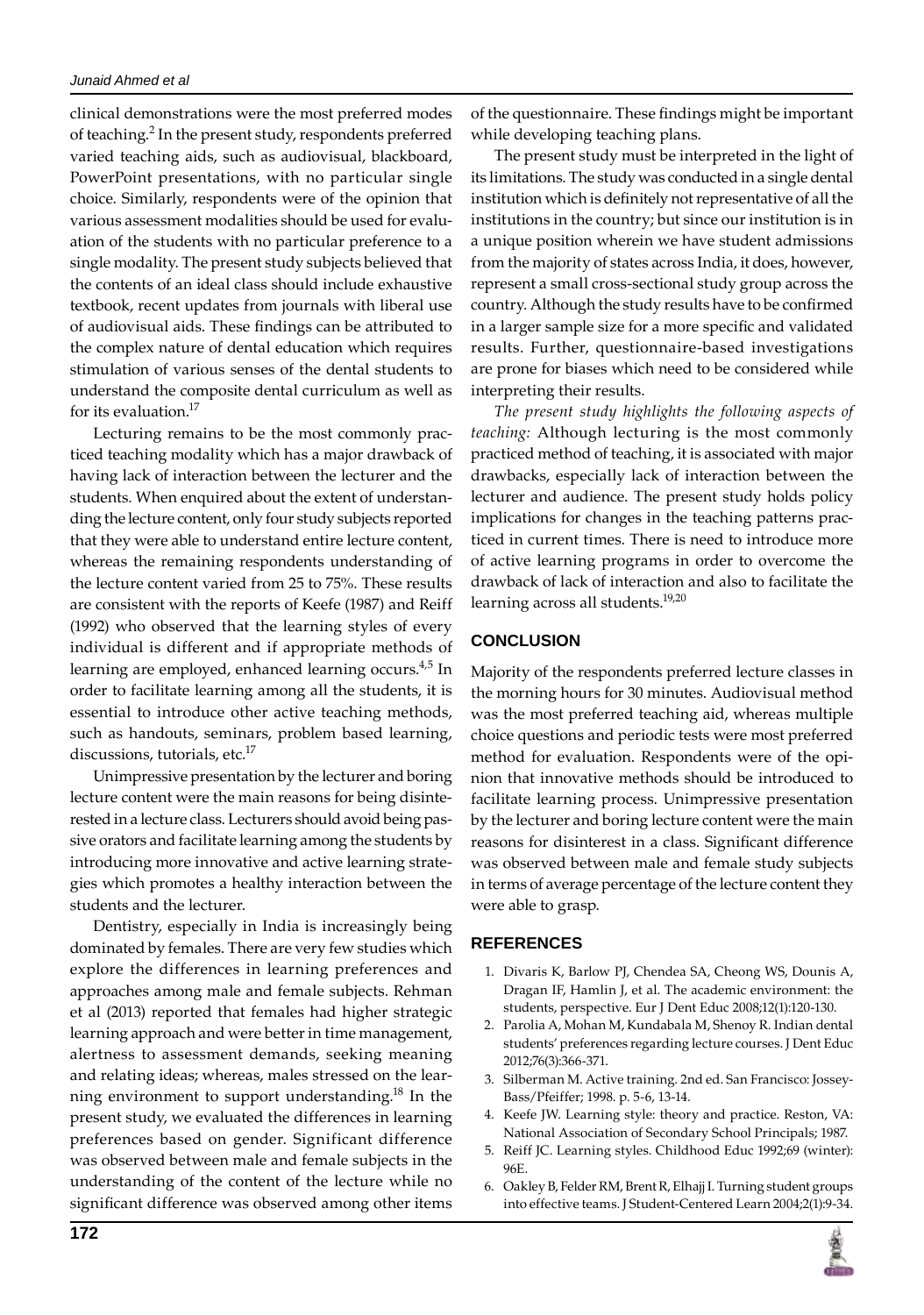clinical demonstrations were the most preferred modes of teaching.[2] In the present study, respondents preferred varied teaching aids, such as audiovisual, blackboard, PowerPoint presentations, with no particular single choice. Similarly, respondents were of the opinion that various assessment modalities should be used for evaluation of the students with no particular preference to a single modality. The present study subjects believed that the contents of an ideal class should include exhaustive textbook, recent updates from journals with liberal use of audiovisual aids. These findings can be attributed to the complex nature of dental education which requires stimulation of various senses of the dental students to understand the composite dental curriculum as well as for its evaluation.[17]

Lecturing remains to be the most commonly practiced teaching modality which has a major drawback of having lack of interaction between the lecturer and the students. When enquired about the extent of understanding the lecture content, only four study subjects reported that they were able to understand entire lecture content, whereas the remaining respondents understanding of the lecture content varied from 25 to 75%. These results are consistent with the reports of Keefe (1987) and Reiff (1992) who observed that the learning styles of every individual is different and if appropriate methods of learning are employed, enhanced learning occurs.[4,5] In order to facilitate learning among all the students, it is essential to introduce other active teaching methods, such as handouts, seminars, problem based learning, discussions, tutorials, etc.[17]

Unimpressive presentation by the lecturer and boring lecture content were the main reasons for being disinterested in a lecture class. Lecturers should avoid being passive orators and facilitate learning among the students by introducing more innovative and active learning strategies which promotes a healthy interaction between the students and the lecturer.

Dentistry, especially in India is increasingly being dominated by females. There are very few studies which explore the differences in learning preferences and approaches among male and female subjects. Rehman et al (2013) reported that females had higher strategic learning approach and were better in time management, alertness to assessment demands, seeking meaning and relating ideas; whereas, males stressed on the learning environment to support understanding.[18] In the present study, we evaluated the differences in learning preferences based on gender. Significant difference was observed between male and female subjects in the understanding of the content of the lecture while no significant difference was observed among other items of the questionnaire. These findings might be important while developing teaching plans.

The present study must be interpreted in the light of its limitations. The study was conducted in a single dental institution which is definitely not representative of all the institutions in the country; but since our institution is in a unique position wherein we have student admissions from the majority of states across India, it does, however, represent a small cross-sectional study group across the country. Although the study results have to be confirmed in a larger sample size for a more specific and validated results. Further, questionnaire-based investigations are prone for biases which need to be considered while interpreting their results.

*The present study highlights the following aspects of teaching:* Although lecturing is the most commonly practiced method of teaching, it is associated with major drawbacks, especially lack of interaction between the lecturer and audience. The present study holds policy implications for changes in the teaching patterns practiced in current times. There is need to introduce more of active learning programs in order to overcome the drawback of lack of interaction and also to facilitate the learning across all students.[19,20]

## CONCLUSION

Majority of the respondents preferred lecture classes in the morning hours for 30 minutes. Audiovisual method was the most preferred teaching aid, whereas multiple choice questions and periodic tests were most preferred method for evaluation. Respondents were of the opinion that innovative methods should be introduced to facilitate learning process. Unimpressive presentation by the lecturer and boring lecture content were the main reasons for disinterest in a class. Significant difference was observed between male and female study subjects in terms of average percentage of the lecture content they were able to grasp.

## REFERENCES

1. Divaris K, Barlow PJ, Chendea SA, Cheong WS, Dounis A, Dragan IF, Hamlin J, et al. The academic environment: the students, perspective. Eur J Dent Educ 2008;12(1):120-130.
2. Parolia A, Mohan M, Kundabala M, Shenoy R. Indian dental students' preferences regarding lecture courses. J Dent Educ 2012;76(3):366-371.
3. Silberman M. Active training. 2nd ed. San Francisco: Jossey-Bass/Pfeiffer; 1998. p. 5-6, 13-14.
4. Keefe JW. Learning style: theory and practice. Reston, VA: National Association of Secondary School Principals; 1987.
5. Reiff JC. Learning styles. Childhood Educ 1992;69 (winter): 96E.
6. Oakley B, Felder RM, Brent R, Elhajj I. Turning student groups into effective teams. J Student-Centered Learn 2004;2(1):9-34.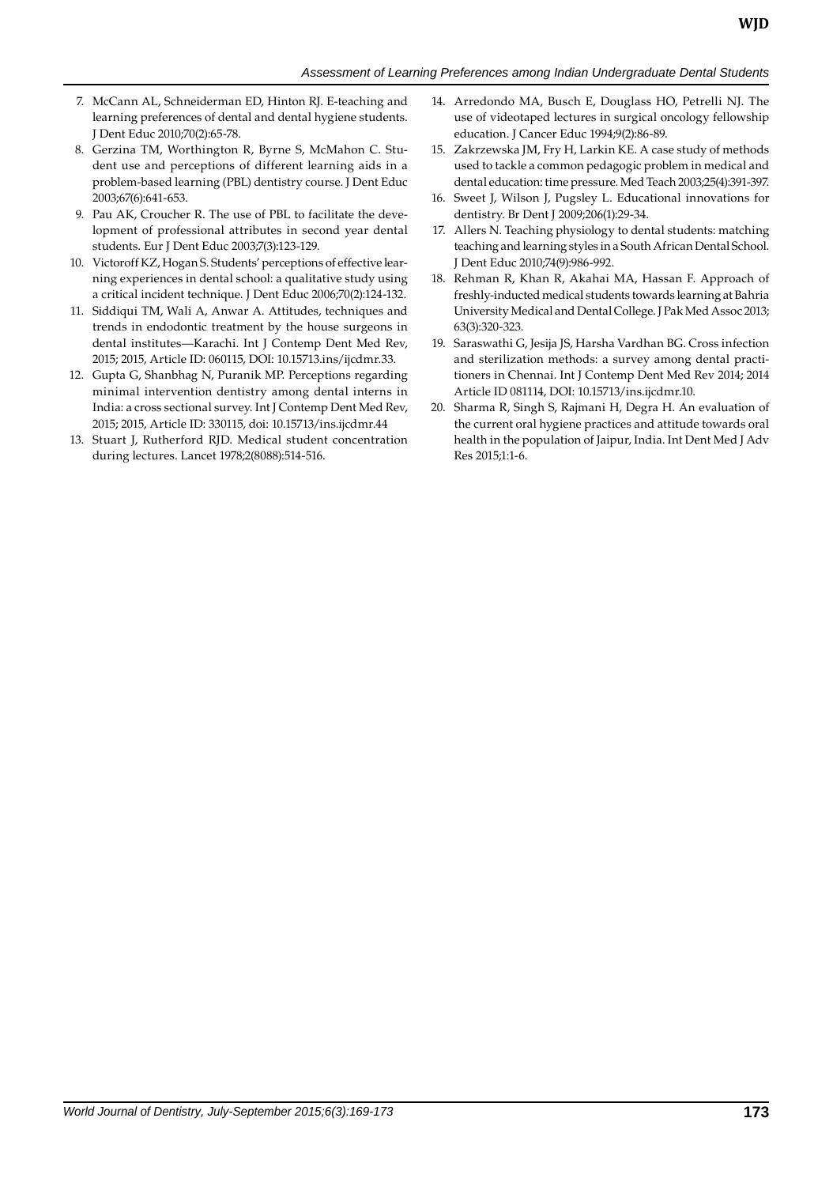7. McCann AL, Schneiderman ED, Hinton RJ. E-teaching and learning preferences of dental and dental hygiene students. J Dent Educ 2010;70(2):65-78.
8. Gerzina TM, Worthington R, Byrne S, McMahon C. Student use and perceptions of different learning aids in a problem-based learning (PBL) dentistry course. J Dent Educ 2003;67(6):641-653.
9. Pau AK, Croucher R. The use of PBL to facilitate the development of professional attributes in second year dental students. Eur J Dent Educ 2003;7(3):123-129.
10. Victoroff KZ, Hogan S. Students' perceptions of effective learning experiences in dental school: a qualitative study using a critical incident technique. J Dent Educ 2006;70(2):124-132.
11. Siddiqui TM, Wali A, Anwar A. Attitudes, techniques and trends in endodontic treatment by the house surgeons in dental institutes—Karachi. Int J Contemp Dent Med Rev, 2015; 2015, Article ID: 060115, DOI: 10.15713.ins/ijcdmr.33.
12. Gupta G, Shanbhag N, Puranik MP. Perceptions regarding minimal intervention dentistry among dental interns in India: a cross sectional survey. Int J Contemp Dent Med Rev, 2015; 2015, Article ID: 330115, doi: 10.15713/ins.ijcdmr.44
13. Stuart J, Rutherford RJD. Medical student concentration during lectures. Lancet 1978;2(8088):514-516.
14. Arredondo MA, Busch E, Douglass HO, Petrelli NJ. The use of videotaped lectures in surgical oncology fellowship education. J Cancer Educ 1994;9(2):86-89.
15. Zakrzewska JM, Fry H, Larkin KE. A case study of methods used to tackle a common pedagogic problem in medical and dental education: time pressure. Med Teach 2003;25(4):391-397.
16. Sweet J, Wilson J, Pugsley L. Educational innovations for dentistry. Br Dent J 2009;206(1):29-34.
17. Allers N. Teaching physiology to dental students: matching teaching and learning styles in a South African Dental School. J Dent Educ 2010;74(9):986-992.
18. Rehman R, Khan R, Akahai MA, Hassan F. Approach of freshly-inducted medical students towards learning at Bahria University Medical and Dental College. J Pak Med Assoc 2013; 63(3):320-323.
19. Saraswathi G, Jesija JS, Harsha Vardhan BG. Cross infection and sterilization methods: a survey among dental practitioners in Chennai. Int J Contemp Dent Med Rev 2014; 2014 Article ID 081114, DOI: 10.15713/ins.ijcdmr.10.
20. Sharma R, Singh S, Rajmani H, Degra H. An evaluation of the current oral hygiene practices and attitude towards oral health in the population of Jaipur, India. Int Dent Med J Adv Res 2015;1:1-6.